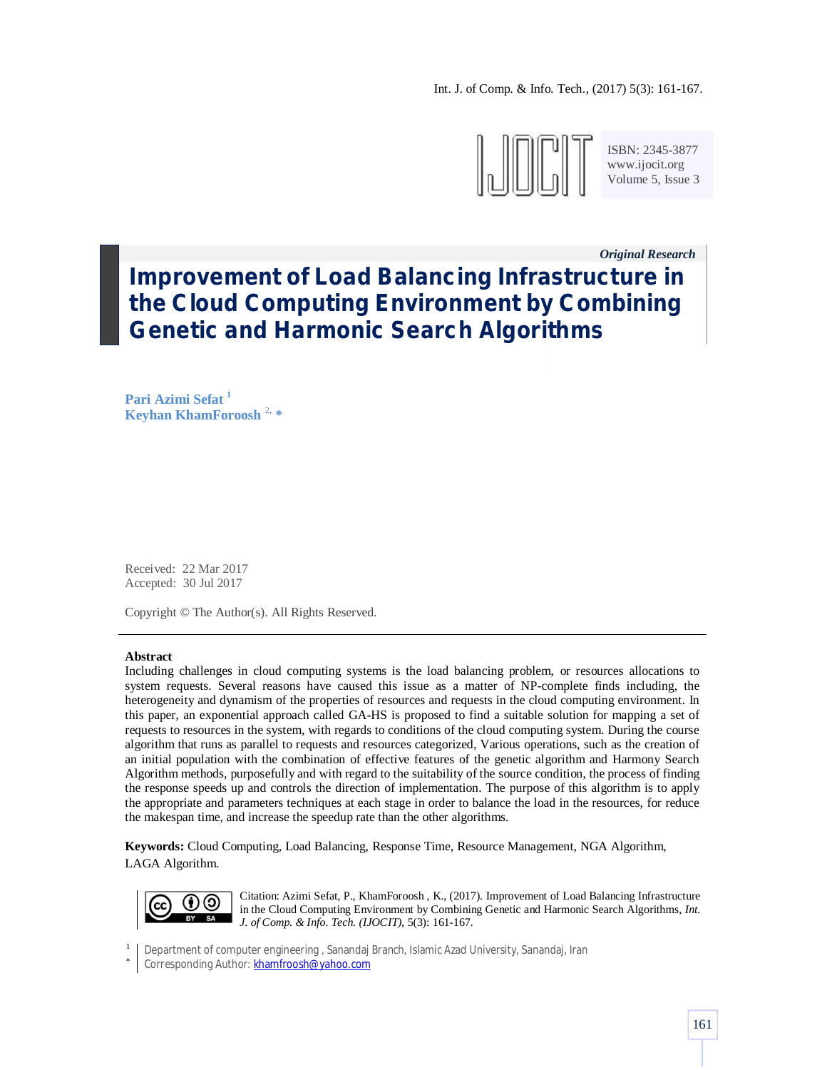*Original Research*

# Improvement of Load Balancing Infrastructure in the Cloud Computing Environment by Combining Genetic and Harmonic Search Algorithms

**Pari Azimi Sefat** [1]
**Keyhan KhamForoosh** [2, *]

Received: 22 Mar 2017
Accepted: 30 Jul 2017

Copyright © The Author(s). All Rights Reserved.

---

**Abstract**

Including challenges in cloud computing systems is the load balancing problem, or resources allocations to system requests. Several reasons have caused this issue as a matter of NP-complete finds including, the heterogeneity and dynamism of the properties of resources and requests in the cloud computing environment. In this paper, an exponential approach called GA-HS is proposed to find a suitable solution for mapping a set of requests to resources in the system, with regards to conditions of the cloud computing system. During the course algorithm that runs as parallel to requests and resources categorized, Various operations, such as the creation of an initial population with the combination of effective features of the genetic algorithm and Harmony Search Algorithm methods, purposefully and with regard to the suitability of the source condition, the process of finding the response speeds up and controls the direction of implementation. The purpose of this algorithm is to apply the appropriate and parameters techniques at each stage in order to balance the load in the resources, for reduce the makespan time, and increase the speedup rate than the other algorithms.

**Keywords:** Cloud Computing, Load Balancing, Response Time, Resource Management, NGA Algorithm, LAGA Algorithm.

Citation: Azimi Sefat, P., KhamForoosh , K., (2017). Improvement of Load Balancing Infrastructure in the Cloud Computing Environment by Combining Genetic and Harmonic Search Algorithms, *Int. J. of Comp. & Info. Tech. (IJOCIT)*, 5(3): 161-167.

[1] Department of computer engineering , Sanandaj Branch, Islamic Azad University, Sanandaj, Iran
[*] Corresponding Author: khamfroosh@yahoo.com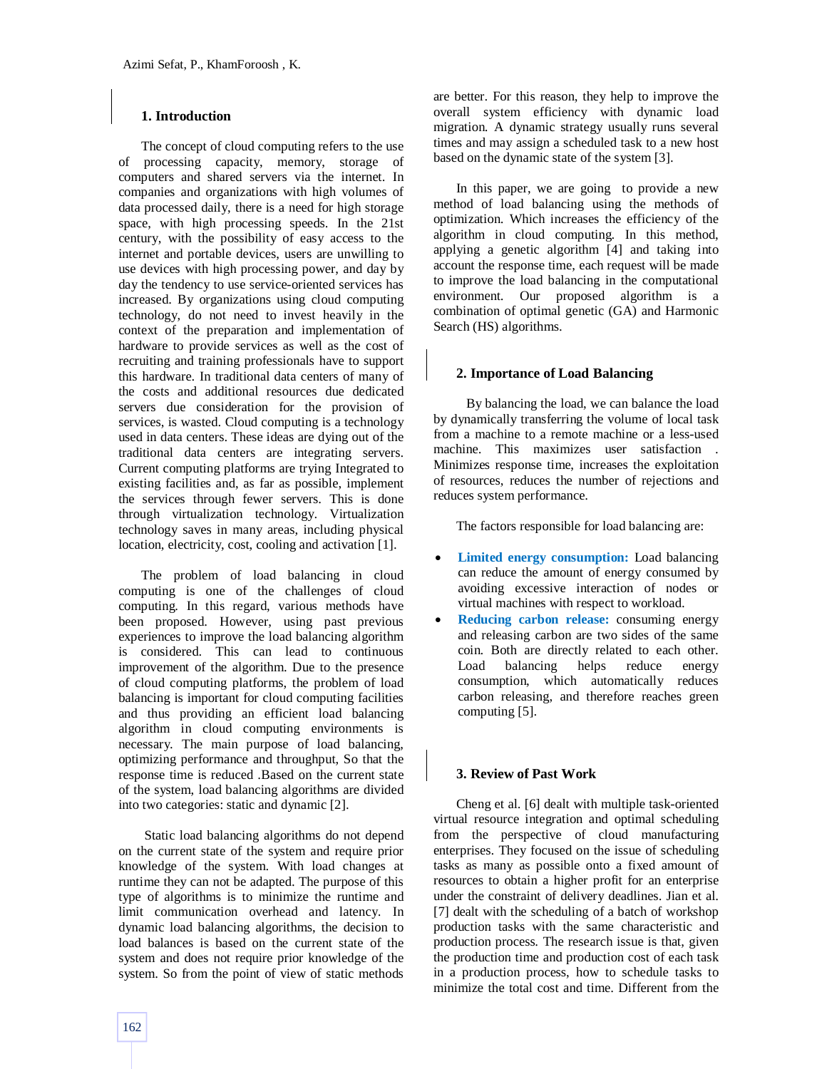## 1. Introduction

The concept of cloud computing refers to the use of processing capacity, memory, storage of computers and shared servers via the internet. In companies and organizations with high volumes of data processed daily, there is a need for high storage space, with high processing speeds. In the 21st century, with the possibility of easy access to the internet and portable devices, users are unwilling to use devices with high processing power, and day by day the tendency to use service-oriented services has increased. By organizations using cloud computing technology, do not need to invest heavily in the context of the preparation and implementation of hardware to provide services as well as the cost of recruiting and training professionals have to support this hardware. In traditional data centers of many of the costs and additional resources due dedicated servers due consideration for the provision of services, is wasted. Cloud computing is a technology used in data centers. These ideas are dying out of the traditional data centers are integrating servers. Current computing platforms are trying Integrated to existing facilities and, as far as possible, implement the services through fewer servers. This is done through virtualization technology. Virtualization technology saves in many areas, including physical location, electricity, cost, cooling and activation [1].

The problem of load balancing in cloud computing is one of the challenges of cloud computing. In this regard, various methods have been proposed. However, using past previous experiences to improve the load balancing algorithm is considered. This can lead to continuous improvement of the algorithm. Due to the presence of cloud computing platforms, the problem of load balancing is important for cloud computing facilities and thus providing an efficient load balancing algorithm in cloud computing environments is necessary. The main purpose of load balancing, optimizing performance and throughput, So that the response time is reduced .Based on the current state of the system, load balancing algorithms are divided into two categories: static and dynamic [2].

Static load balancing algorithms do not depend on the current state of the system and require prior knowledge of the system. With load changes at runtime they can not be adapted. The purpose of this type of algorithms is to minimize the runtime and limit communication overhead and latency. In dynamic load balancing algorithms, the decision to load balances is based on the current state of the system and does not require prior knowledge of the system. So from the point of view of static methods are better. For this reason, they help to improve the overall system efficiency with dynamic load migration. A dynamic strategy usually runs several times and may assign a scheduled task to a new host based on the dynamic state of the system [3].

In this paper, we are going to provide a new method of load balancing using the methods of optimization. Which increases the efficiency of the algorithm in cloud computing. In this method, applying a genetic algorithm [4] and taking into account the response time, each request will be made to improve the load balancing in the computational environment. Our proposed algorithm is a combination of optimal genetic (GA) and Harmonic Search (HS) algorithms.

## 2. Importance of Load Balancing

By balancing the load, we can balance the load by dynamically transferring the volume of local task from a machine to a remote machine or a less-used machine. This maximizes user satisfaction . Minimizes response time, increases the exploitation of resources, reduces the number of rejections and reduces system performance.

The factors responsible for load balancing are:

- **Limited energy consumption:** Load balancing can reduce the amount of energy consumed by avoiding excessive interaction of nodes or virtual machines with respect to workload.
- **Reducing carbon release:** consuming energy and releasing carbon are two sides of the same coin. Both are directly related to each other. Load balancing helps reduce energy consumption, which automatically reduces carbon releasing, and therefore reaches green computing [5].

## 3. Review of Past Work

Cheng et al. [6] dealt with multiple task-oriented virtual resource integration and optimal scheduling from the perspective of cloud manufacturing enterprises. They focused on the issue of scheduling tasks as many as possible onto a fixed amount of resources to obtain a higher profit for an enterprise under the constraint of delivery deadlines. Jian et al. [7] dealt with the scheduling of a batch of workshop production tasks with the same characteristic and production process. The research issue is that, given the production time and production cost of each task in a production process, how to schedule tasks to minimize the total cost and time. Different from the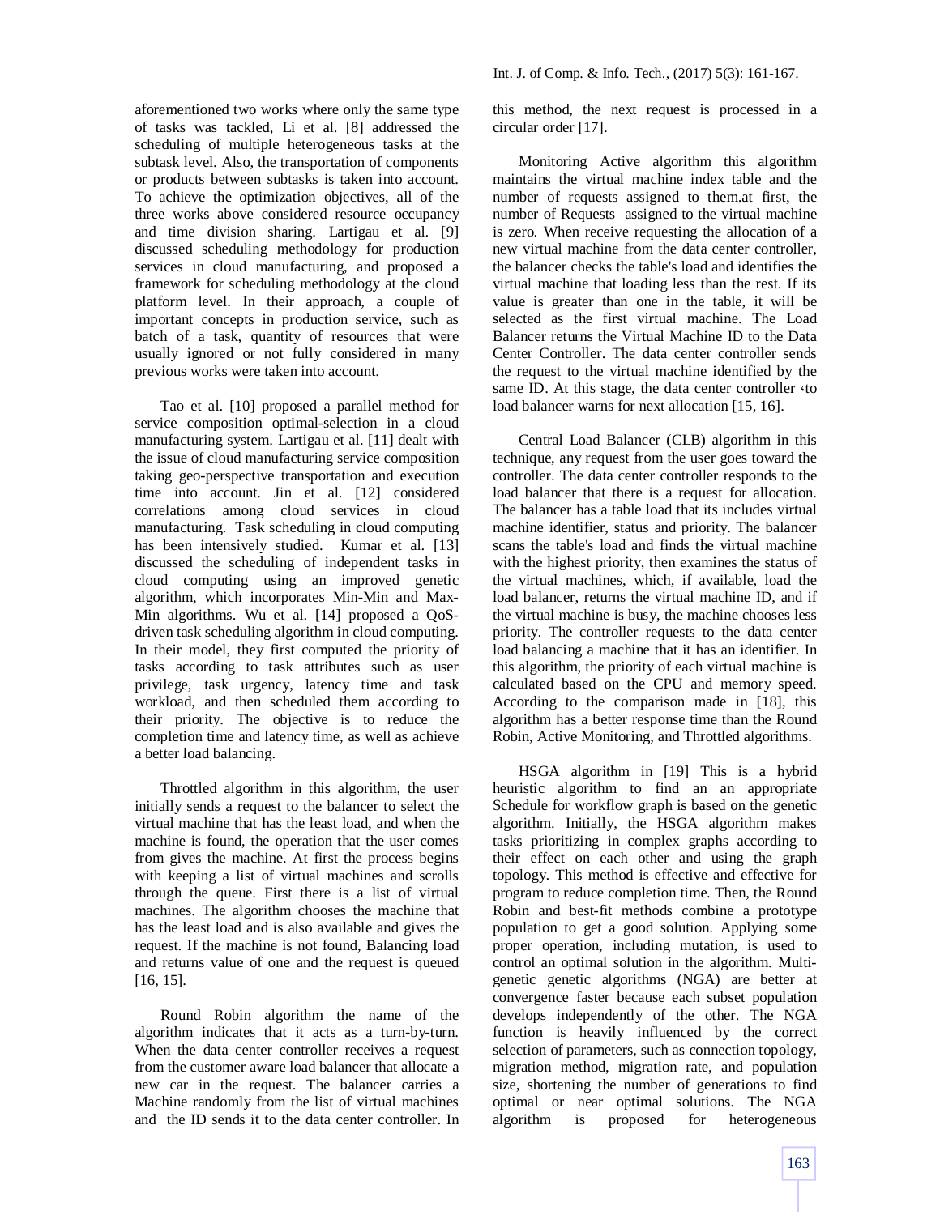aforementioned two works where only the same type of tasks was tackled, Li et al. [8] addressed the scheduling of multiple heterogeneous tasks at the subtask level. Also, the transportation of components or products between subtasks is taken into account. To achieve the optimization objectives, all of the three works above considered resource occupancy and time division sharing. Lartigau et al. [9] discussed scheduling methodology for production services in cloud manufacturing, and proposed a framework for scheduling methodology at the cloud platform level. In their approach, a couple of important concepts in production service, such as batch of a task, quantity of resources that were usually ignored or not fully considered in many previous works were taken into account.

Tao et al. [10] proposed a parallel method for service composition optimal-selection in a cloud manufacturing system. Lartigau et al. [11] dealt with the issue of cloud manufacturing service composition taking geo-perspective transportation and execution time into account. Jin et al. [12] considered correlations among cloud services in cloud manufacturing. Task scheduling in cloud computing has been intensively studied. Kumar et al. [13] discussed the scheduling of independent tasks in cloud computing using an improved genetic algorithm, which incorporates Min-Min and Max-Min algorithms. Wu et al. [14] proposed a QoS-driven task scheduling algorithm in cloud computing. In their model, they first computed the priority of tasks according to task attributes such as user privilege, task urgency, latency time and task workload, and then scheduled them according to their priority. The objective is to reduce the completion time and latency time, as well as achieve a better load balancing.

Throttled algorithm in this algorithm, the user initially sends a request to the balancer to select the virtual machine that has the least load, and when the machine is found, the operation that the user comes from gives the machine. At first the process begins with keeping a list of virtual machines and scrolls through the queue. First there is a list of virtual machines. The algorithm chooses the machine that has the least load and is also available and gives the request. If the machine is not found, Balancing load and returns value of one and the request is queued [16, 15].

Round Robin algorithm the name of the algorithm indicates that it acts as a turn-by-turn. When the data center controller receives a request from the customer aware load balancer that allocate a new car in the request. The balancer carries a Machine randomly from the list of virtual machines and the ID sends it to the data center controller. In this method, the next request is processed in a circular order [17].

Monitoring Active algorithm this algorithm maintains the virtual machine index table and the number of requests assigned to them.at first, the number of Requests assigned to the virtual machine is zero. When receive requesting the allocation of a new virtual machine from the data center controller, the balancer checks the table's load and identifies the virtual machine that loading less than the rest. If its value is greater than one in the table, it will be selected as the first virtual machine. The Load Balancer returns the Virtual Machine ID to the Data Center Controller. The data center controller sends the request to the virtual machine identified by the same ID. At this stage, the data center controller ،to load balancer warns for next allocation [15, 16].

Central Load Balancer (CLB) algorithm in this technique, any request from the user goes toward the controller. The data center controller responds to the load balancer that there is a request for allocation. The balancer has a table load that its includes virtual machine identifier, status and priority. The balancer scans the table's load and finds the virtual machine with the highest priority, then examines the status of the virtual machines, which, if available, load the load balancer, returns the virtual machine ID, and if the virtual machine is busy, the machine chooses less priority. The controller requests to the data center load balancing a machine that it has an identifier. In this algorithm, the priority of each virtual machine is calculated based on the CPU and memory speed. According to the comparison made in [18], this algorithm has a better response time than the Round Robin, Active Monitoring, and Throttled algorithms.

HSGA algorithm in [19] This is a hybrid heuristic algorithm to find an an appropriate Schedule for workflow graph is based on the genetic algorithm. Initially, the HSGA algorithm makes tasks prioritizing in complex graphs according to their effect on each other and using the graph topology. This method is effective and effective for program to reduce completion time. Then, the Round Robin and best-fit methods combine a prototype population to get a good solution. Applying some proper operation, including mutation, is used to control an optimal solution in the algorithm. Multi-genetic genetic algorithms (NGA) are better at convergence faster because each subset population develops independently of the other. The NGA function is heavily influenced by the correct selection of parameters, such as connection topology, migration method, migration rate, and population size, shortening the number of generations to find optimal or near optimal solutions. The NGA algorithm is proposed for heterogeneous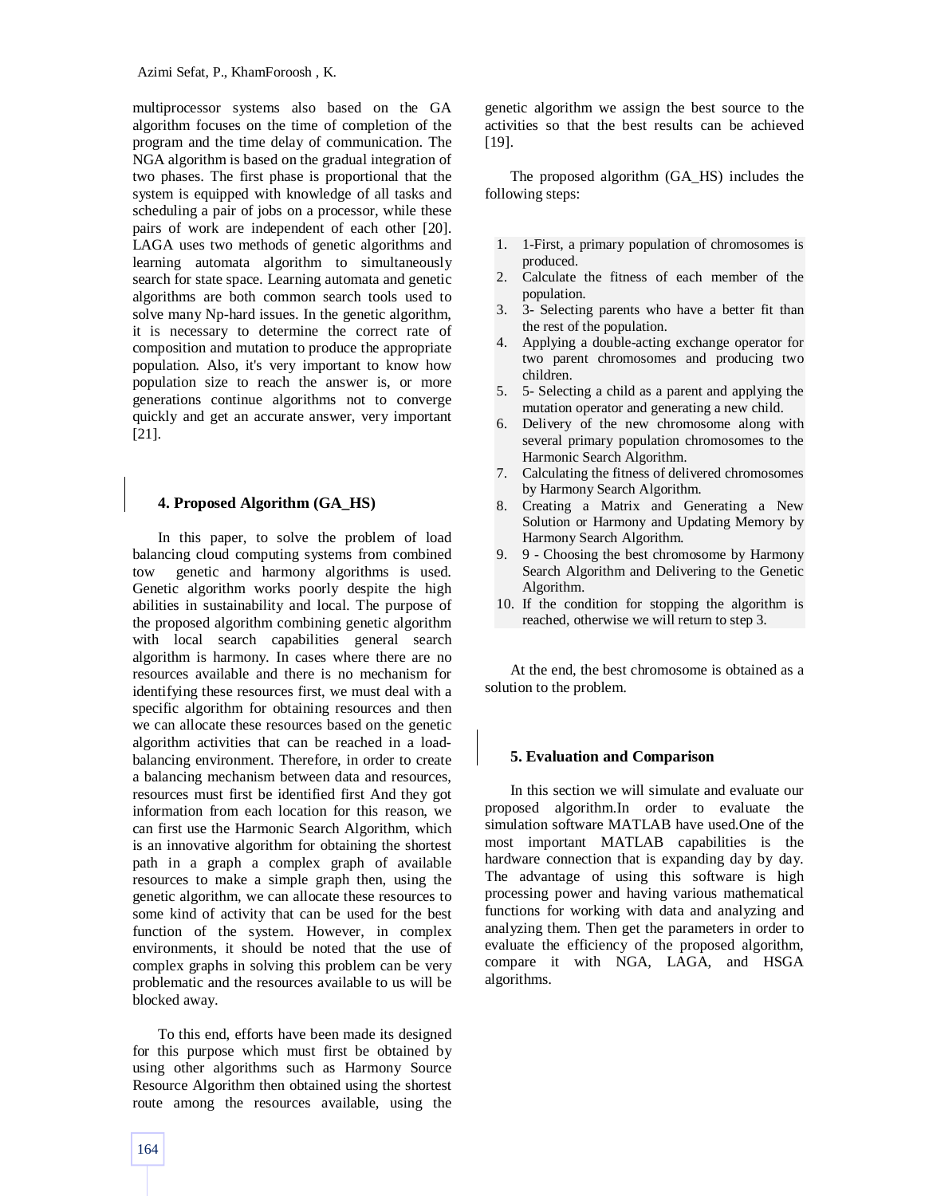multiprocessor systems also based on the GA algorithm focuses on the time of completion of the program and the time delay of communication. The NGA algorithm is based on the gradual integration of two phases. The first phase is proportional that the system is equipped with knowledge of all tasks and scheduling a pair of jobs on a processor, while these pairs of work are independent of each other [20]. LAGA uses two methods of genetic algorithms and learning automata algorithm to simultaneously search for state space. Learning automata and genetic algorithms are both common search tools used to solve many Np-hard issues. In the genetic algorithm, it is necessary to determine the correct rate of composition and mutation to produce the appropriate population. Also, it's very important to know how population size to reach the answer is, or more generations continue algorithms not to converge quickly and get an accurate answer, very important [21].

## 4. Proposed Algorithm (GA_HS)

In this paper, to solve the problem of load balancing cloud computing systems from combined tow genetic and harmony algorithms is used. Genetic algorithm works poorly despite the high abilities in sustainability and local. The purpose of the proposed algorithm combining genetic algorithm with local search capabilities general search algorithm is harmony. In cases where there are no resources available and there is no mechanism for identifying these resources first, we must deal with a specific algorithm for obtaining resources and then we can allocate these resources based on the genetic algorithm activities that can be reached in a load-balancing environment. Therefore, in order to create a balancing mechanism between data and resources, resources must first be identified first And they got information from each location for this reason, we can first use the Harmonic Search Algorithm, which is an innovative algorithm for obtaining the shortest path in a graph a complex graph of available resources to make a simple graph then, using the genetic algorithm, we can allocate these resources to some kind of activity that can be used for the best function of the system. However, in complex environments, it should be noted that the use of complex graphs in solving this problem can be very problematic and the resources available to us will be blocked away.

To this end, efforts have been made its designed for this purpose which must first be obtained by using other algorithms such as Harmony Source Resource Algorithm then obtained using the shortest route among the resources available, using the genetic algorithm we assign the best source to the activities so that the best results can be achieved [19].

The proposed algorithm (GA_HS) includes the following steps:

1. 1-First, a primary population of chromosomes is produced.
2. Calculate the fitness of each member of the population.
3. 3- Selecting parents who have a better fit than the rest of the population.
4. Applying a double-acting exchange operator for two parent chromosomes and producing two children.
5. 5- Selecting a child as a parent and applying the mutation operator and generating a new child.
6. Delivery of the new chromosome along with several primary population chromosomes to the Harmonic Search Algorithm.
7. Calculating the fitness of delivered chromosomes by Harmony Search Algorithm.
8. Creating a Matrix and Generating a New Solution or Harmony and Updating Memory by Harmony Search Algorithm.
9. 9 - Choosing the best chromosome by Harmony Search Algorithm and Delivering to the Genetic Algorithm.
10. If the condition for stopping the algorithm is reached, otherwise we will return to step 3.

At the end, the best chromosome is obtained as a solution to the problem.

## 5. Evaluation and Comparison

In this section we will simulate and evaluate our proposed algorithm.In order to evaluate the simulation software MATLAB have used.One of the most important MATLAB capabilities is the hardware connection that is expanding day by day. The advantage of using this software is high processing power and having various mathematical functions for working with data and analyzing and analyzing them. Then get the parameters in order to evaluate the efficiency of the proposed algorithm, compare it with NGA, LAGA, and HSGA algorithms.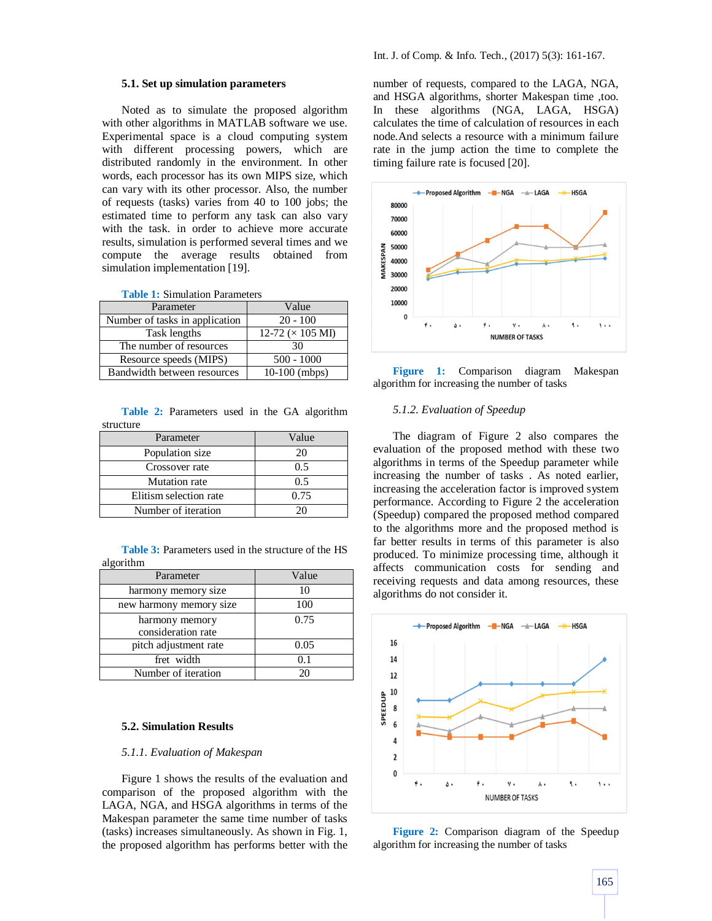### 5.1. Set up simulation parameters

Noted as to simulate the proposed algorithm with other algorithms in MATLAB software we use. Experimental space is a cloud computing system with different processing powers, which are distributed randomly in the environment. In other words, each processor has its own MIPS size, which can vary with its other processor. Also, the number of requests (tasks) varies from 40 to 100 jobs; the estimated time to perform any task can also vary with the task. in order to achieve more accurate results, simulation is performed several times and we compute the average results obtained from simulation implementation [19].

**Table 1:** Simulation Parameters

| Parameter | Value |
|---|---|
| Number of tasks in application | 20 - 100 |
| Task lengths | 12-72 (× 105 MI) |
| The number of resources | 30 |
| Resource speeds (MIPS) | 500 - 1000 |
| Bandwidth between resources | 10-100 (mbps) |

**Table 2:** Parameters used in the GA algorithm structure

| Parameter | Value |
|---|---|
| Population size | 20 |
| Crossover rate | 0.5 |
| Mutation rate | 0.5 |
| Elitism selection rate | 0.75 |
| Number of iteration | 20 |

**Table 3:** Parameters used in the structure of the HS algorithm

| Parameter | Value |
|---|---|
| harmony memory size | 10 |
| new harmony memory size | 100 |
| harmony memory consideration rate | 0.75 |
| pitch adjustment rate | 0.05 |
| fret width | 0.1 |
| Number of iteration | 20 |

### 5.2. Simulation Results

*5.1.1. Evaluation of Makespan*

Figure 1 shows the results of the evaluation and comparison of the proposed algorithm with the LAGA, NGA, and HSGA algorithms in terms of the Makespan parameter the same time number of tasks (tasks) increases simultaneously. As shown in Fig. 1, the proposed algorithm has performs better with the number of requests, compared to the LAGA, NGA, and HSGA algorithms, shorter Makespan time ,too. In these algorithms (NGA, LAGA, HSGA) calculates the time of calculation of resources in each node.And selects a resource with a minimum failure rate in the jump action the time to complete the timing failure rate is focused [20].

**Figure 1:** Comparison diagram Makespan algorithm for increasing the number of tasks

*5.1.2. Evaluation of Speedup*

The diagram of Figure 2 also compares the evaluation of the proposed method with these two algorithms in terms of the Speedup parameter while increasing the number of tasks . As noted earlier, increasing the acceleration factor is improved system performance. According to Figure 2 the acceleration (Speedup) compared the proposed method compared to the algorithms more and the proposed method is far better results in terms of this parameter is also produced. To minimize processing time, although it affects communication costs for sending and receiving requests and data among resources, these algorithms do not consider it.

**Figure 2:** Comparison diagram of the Speedup algorithm for increasing the number of tasks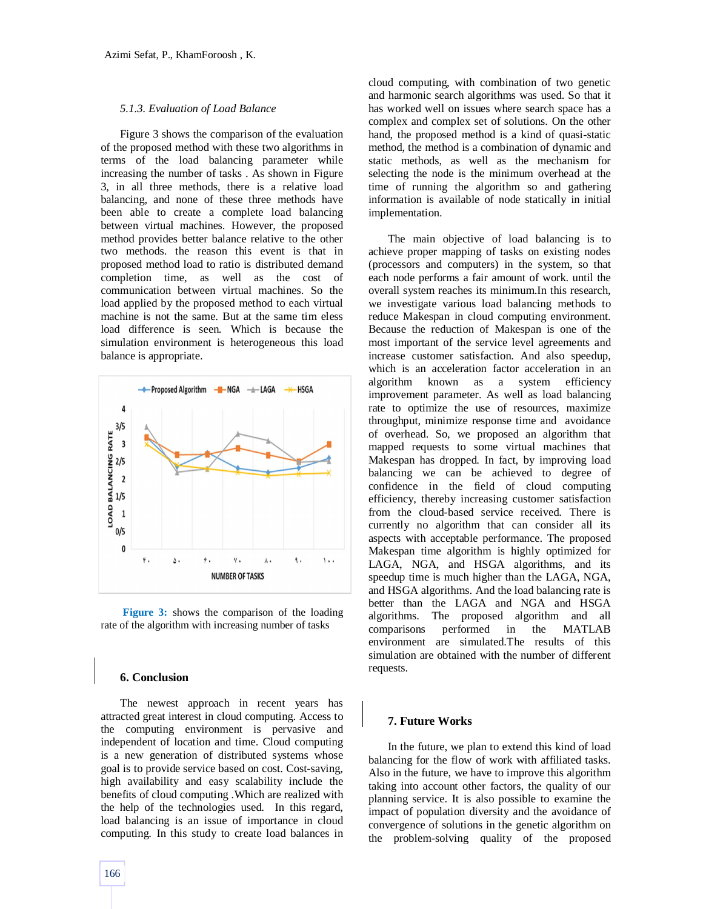### 5.1.3. Evaluation of Load Balance

Figure 3 shows the comparison of the evaluation of the proposed method with these two algorithms in terms of the load balancing parameter while increasing the number of tasks . As shown in Figure 3, in all three methods, there is a relative load balancing, and none of these three methods have been able to create a complete load balancing between virtual machines. However, the proposed method provides better balance relative to the other two methods. the reason this event is that in proposed method load to ratio is distributed demand completion time, as well as the cost of communication between virtual machines. So the load applied by the proposed method to each virtual machine is not the same. But at the same tim eless load difference is seen. Which is because the simulation environment is heterogeneous this load balance is appropriate.

**Figure 3:** shows the comparison of the loading rate of the algorithm with increasing number of tasks

## 6. Conclusion

The newest approach in recent years has attracted great interest in cloud computing. Access to the computing environment is pervasive and independent of location and time. Cloud computing is a new generation of distributed systems whose goal is to provide service based on cost. Cost-saving, high availability and easy scalability include the benefits of cloud computing .Which are realized with the help of the technologies used. In this regard, load balancing is an issue of importance in cloud computing. In this study to create load balances in cloud computing, with combination of two genetic and harmonic search algorithms was used. So that it has worked well on issues where search space has a complex and complex set of solutions. On the other hand, the proposed method is a kind of quasi-static method, the method is a combination of dynamic and static methods, as well as the mechanism for selecting the node is the minimum overhead at the time of running the algorithm so and gathering information is available of node statically in initial implementation.

The main objective of load balancing is to achieve proper mapping of tasks on existing nodes (processors and computers) in the system, so that each node performs a fair amount of work. until the overall system reaches its minimum.In this research, we investigate various load balancing methods to reduce Makespan in cloud computing environment. Because the reduction of Makespan is one of the most important of the service level agreements and increase customer satisfaction. And also speedup, which is an acceleration factor acceleration in an algorithm known as a system efficiency improvement parameter. As well as load balancing rate to optimize the use of resources, maximize throughput, minimize response time and avoidance of overhead. So, we proposed an algorithm that mapped requests to some virtual machines that Makespan has dropped. In fact, by improving load balancing we can be achieved to degree of confidence in the field of cloud computing efficiency, thereby increasing customer satisfaction from the cloud-based service received. There is currently no algorithm that can consider all its aspects with acceptable performance. The proposed Makespan time algorithm is highly optimized for LAGA, NGA, and HSGA algorithms, and its speedup time is much higher than the LAGA, NGA, and HSGA algorithms. And the load balancing rate is better than the LAGA and NGA and HSGA algorithms. The proposed algorithm and all comparisons performed in the MATLAB environment are simulated.The results of this simulation are obtained with the number of different requests.

## 7. Future Works

In the future, we plan to extend this kind of load balancing for the flow of work with affiliated tasks. Also in the future, we have to improve this algorithm taking into account other factors, the quality of our planning service. It is also possible to examine the impact of population diversity and the avoidance of convergence of solutions in the genetic algorithm on the problem-solving quality of the proposed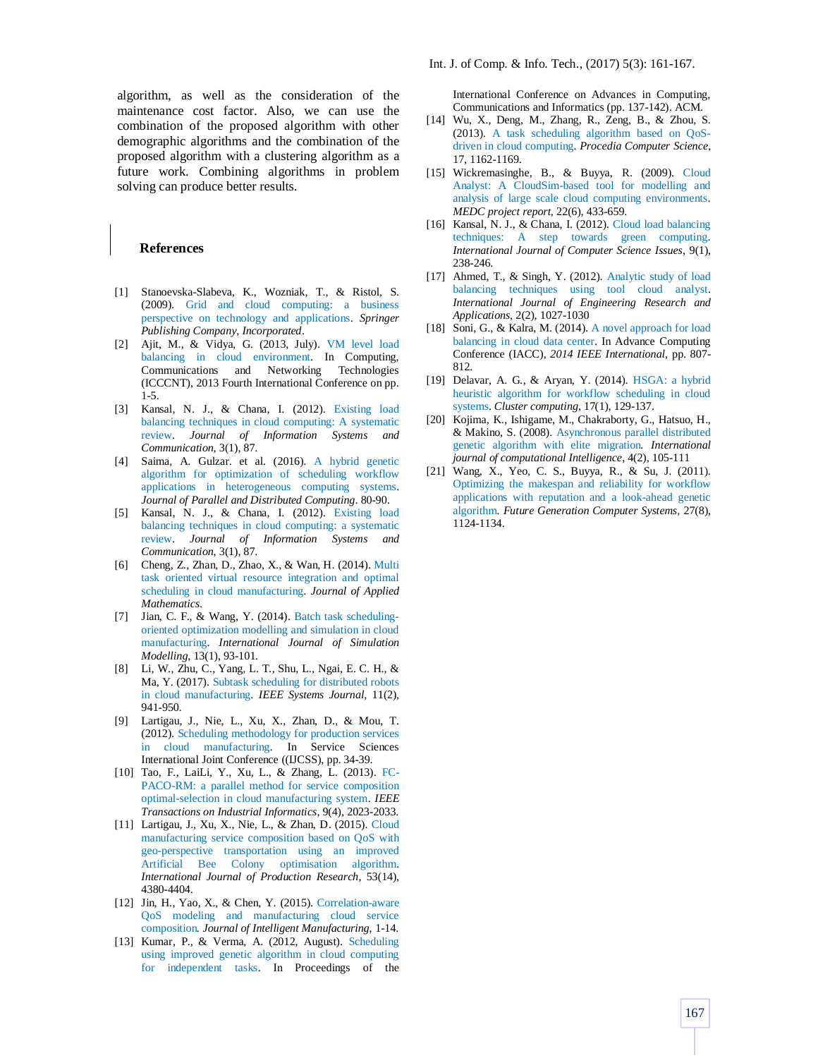algorithm, as well as the consideration of the maintenance cost factor. Also, we can use the combination of the proposed algorithm with other demographic algorithms and the combination of the proposed algorithm with a clustering algorithm as a future work. Combining algorithms in problem solving can produce better results.

## References

[1] Stanoevska-Slabeva, K., Wozniak, T., & Ristol, S. (2009). Grid and cloud computing: a business perspective on technology and applications. *Springer Publishing Company, Incorporated*.

[2] Ajit, M., & Vidya, G. (2013, July). VM level load balancing in cloud environment. In Computing, Communications and Networking Technologies (ICCCNT), 2013 Fourth International Conference on pp. 1-5.

[3] Kansal, N. J., & Chana, I. (2012). Existing load balancing techniques in cloud computing: A systematic review. *Journal of Information Systems and Communication*, 3(1), 87.

[4] Saima, A. Gulzar. et al. (2016). A hybrid genetic algorithm for optimization of scheduling workflow applications in heterogeneous computing systems. *Journal of Parallel and Distributed Computing*. 80-90.

[5] Kansal, N. J., & Chana, I. (2012). Existing load balancing techniques in cloud computing: a systematic review. *Journal of Information Systems and Communication*, 3(1), 87.

[6] Cheng, Z., Zhan, D., Zhao, X., & Wan, H. (2014). Multi task oriented virtual resource integration and optimal scheduling in cloud manufacturing. *Journal of Applied Mathematics*.

[7] Jian, C. F., & Wang, Y. (2014). Batch task scheduling-oriented optimization modelling and simulation in cloud manufacturing. *International Journal of Simulation Modelling*, 13(1), 93-101.

[8] Li, W., Zhu, C., Yang, L. T., Shu, L., Ngai, E. C. H., & Ma, Y. (2017). Subtask scheduling for distributed robots in cloud manufacturing. *IEEE Systems Journal*, 11(2), 941-950.

[9] Lartigau, J., Nie, L., Xu, X., Zhan, D., & Mou, T. (2012). Scheduling methodology for production services in cloud manufacturing. In Service Sciences International Joint Conference ((IJCSS), pp. 34-39.

[10] Tao, F., LaiLi, Y., Xu, L., & Zhang, L. (2013). FC-PACO-RM: a parallel method for service composition optimal-selection in cloud manufacturing system. *IEEE Transactions on Industrial Informatics*, 9(4), 2023-2033.

[11] Lartigau, J., Xu, X., Nie, L., & Zhan, D. (2015). Cloud manufacturing service composition based on QoS with geo-perspective transportation using an improved Artificial Bee Colony optimisation algorithm. *International Journal of Production Research*, 53(14), 4380-4404.

[12] Jin, H., Yao, X., & Chen, Y. (2015). Correlation-aware QoS modeling and manufacturing cloud service composition. *Journal of Intelligent Manufacturing*, 1-14.

[13] Kumar, P., & Verma, A. (2012, August). Scheduling using improved genetic algorithm in cloud computing for independent tasks. In Proceedings of the International Conference on Advances in Computing, Communications and Informatics (pp. 137-142). ACM.

[14] Wu, X., Deng, M., Zhang, R., Zeng, B., & Zhou, S. (2013). A task scheduling algorithm based on QoS-driven in cloud computing. *Procedia Computer Science*, 17, 1162-1169.

[15] Wickremasinghe, B., & Buyya, R. (2009). Cloud Analyst: A CloudSim-based tool for modelling and analysis of large scale cloud computing environments. *MEDC project report*, 22(6), 433-659.

[16] Kansal, N. J., & Chana, I. (2012). Cloud load balancing techniques: A step towards green computing. *International Journal of Computer Science Issues*, 9(1), 238-246.

[17] Ahmed, T., & Singh, Y. (2012). Analytic study of load balancing techniques using tool cloud analyst. *International Journal of Engineering Research and Applications*, 2(2), 1027-1030

[18] Soni, G., & Kalra, M. (2014). A novel approach for load balancing in cloud data center. In Advance Computing Conference (IACC), *2014 IEEE International*, pp. 807-812.

[19] Delavar, A. G., & Aryan, Y. (2014). HSGA: a hybrid heuristic algorithm for workflow scheduling in cloud systems. *Cluster computing*, 17(1), 129-137.

[20] Kojima, K., Ishigame, M., Chakraborty, G., Hatsuo, H., & Makino, S. (2008). Asynchronous parallel distributed genetic algorithm with elite migration. *International journal of computational Intelligence*, 4(2), 105-111

[21] Wang, X., Yeo, C. S., Buyya, R., & Su, J. (2011). Optimizing the makespan and reliability for workflow applications with reputation and a look-ahead genetic algorithm. *Future Generation Computer Systems*, 27(8), 1124-1134.